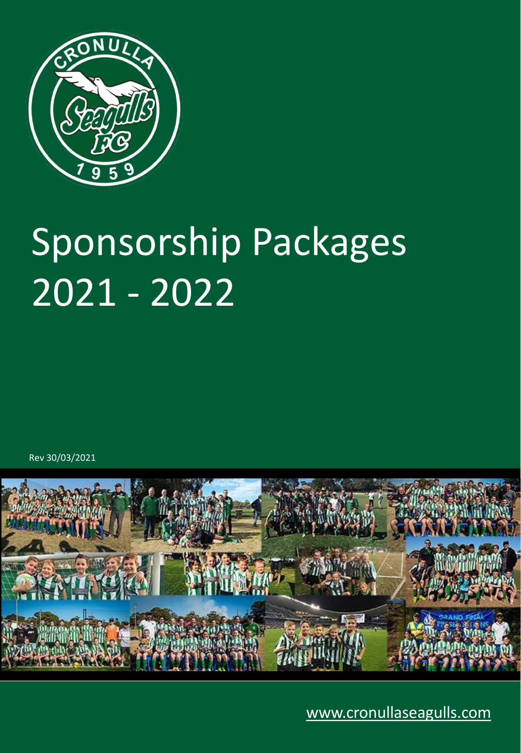# Sponsorship Packages 2021 - 2022

Rev 30/03/2021

www.cronullaseagulls.com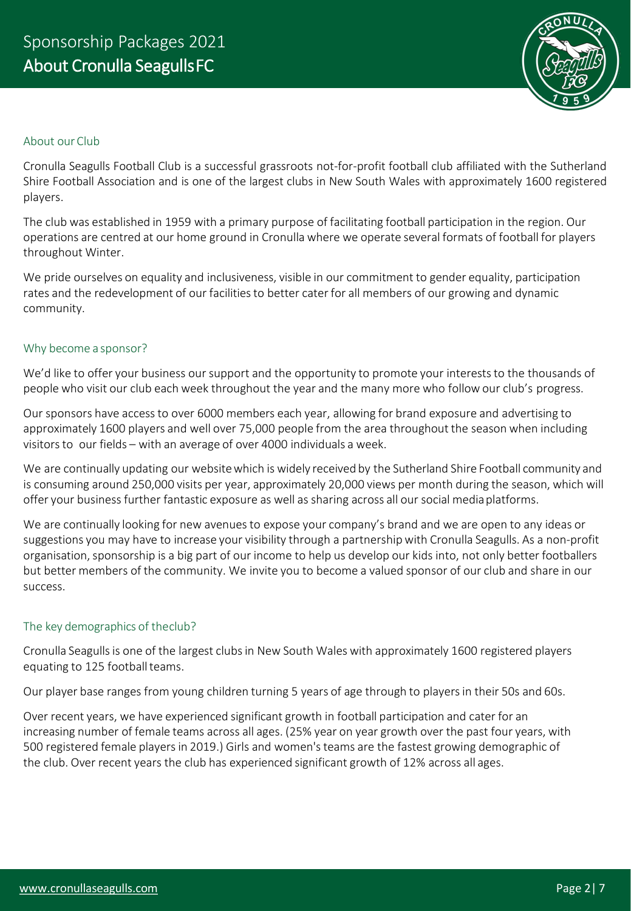# Sponsorship Packages 2021

## About Cronulla Seagulls FC

### About our Club

Cronulla Seagulls Football Club is a successful grassroots not-for-profit football club affiliated with the Sutherland Shire Football Association and is one of the largest clubs in New South Wales with approximately 1600 registered players.

The club was established in 1959 with a primary purpose of facilitating football participation in the region. Our operations are centred at our home ground in Cronulla where we operate several formats of football for players throughout Winter.

We pride ourselves on equality and inclusiveness, visible in our commitment to gender equality, participation rates and the redevelopment of our facilities to better cater for all members of our growing and dynamic community.

### Why become a sponsor?

We'd like to offer your business our support and the opportunity to promote your interests to the thousands of people who visit our club each week throughout the year and the many more who follow our club's progress.

Our sponsors have access to over 6000 members each year, allowing for brand exposure and advertising to approximately 1600 players and well over 75,000 people from the area throughout the season when including visitors to our fields – with an average of over 4000 individuals a week.

We are continually updating our website which is widely received by the Sutherland Shire Football community and is consuming around 250,000 visits per year, approximately 20,000 views per month during the season, which will offer your business further fantastic exposure as well as sharing across all our social media platforms.

We are continually looking for new avenues to expose your company's brand and we are open to any ideas or suggestions you may have to increase your visibility through a partnership with Cronulla Seagulls. As a non-profit organisation, sponsorship is a big part of our income to help us develop our kids into, not only better footballers but better members of the community. We invite you to become a valued sponsor of our club and share in our success.

### The key demographics of the club?

Cronulla Seagulls is one of the largest clubs in New South Wales with approximately 1600 registered players equating to 125 football teams.

Our player base ranges from young children turning 5 years of age through to players in their 50s and 60s.

Over recent years, we have experienced significant growth in football participation and cater for an increasing number of female teams across all ages. (25% year on year growth over the past four years, with 500 registered female players in 2019.) Girls and women's teams are the fastest growing demographic of the club. Over recent years the club has experienced significant growth of 12% across all ages.

www.cronullaseagulls.com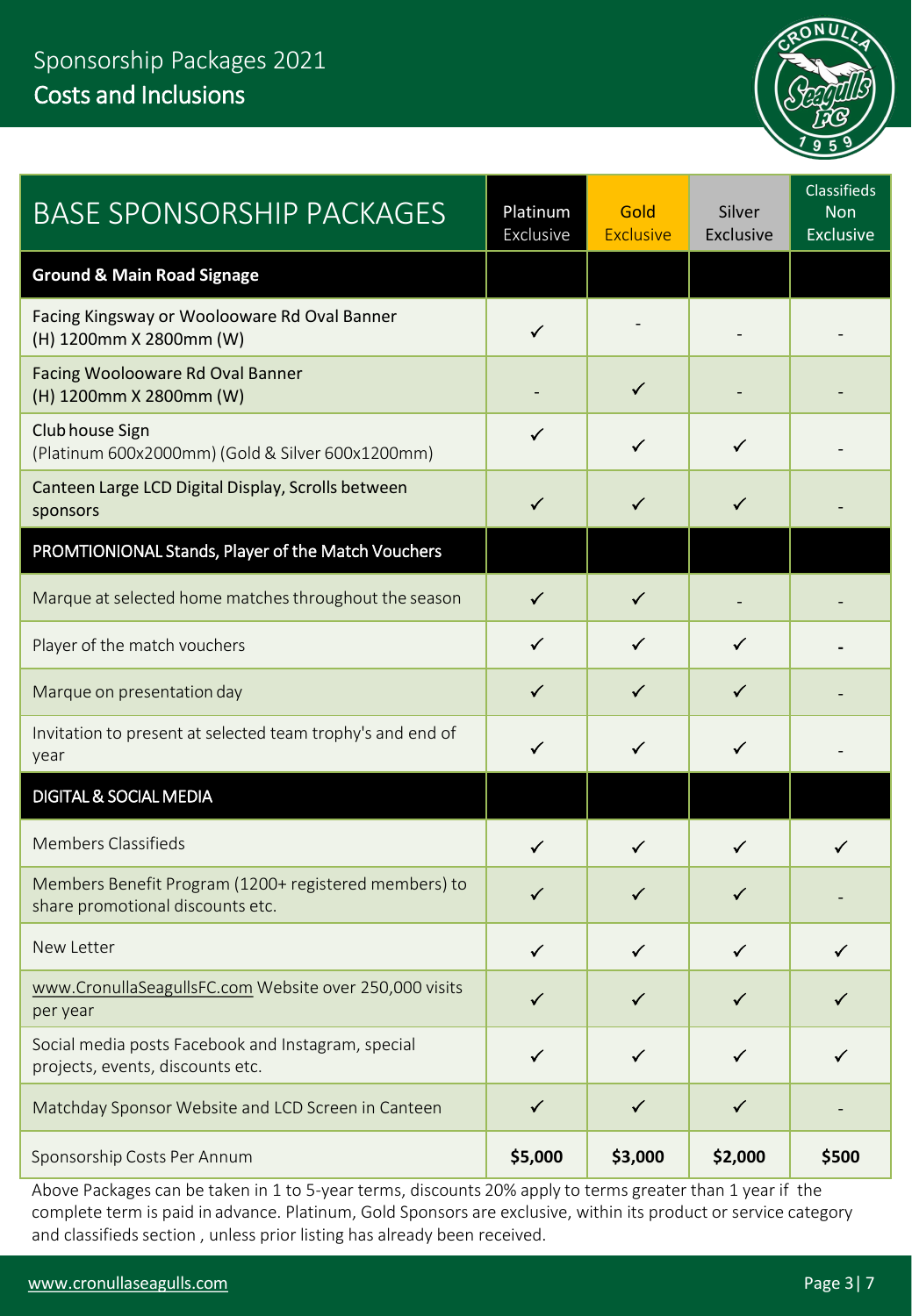# Sponsorship Packages 2021

## Costs and Inclusions

| BASE SPONSORSHIP PACKAGES | Platinum Exclusive | Gold Exclusive | Silver Exclusive | Classifieds Non Exclusive |
|---|---|---|---|---|
| **Ground & Main Road Signage** | | | | |
| Facing Kingsway or Woolooware Rd Oval Banner (H) 1200mm X 2800mm (W) | ✓ | - | - | - |
| Facing Woolooware Rd Oval Banner (H) 1200mm X 2800mm (W) | - | ✓ | - | - |
| Club house Sign (Platinum 600x2000mm) (Gold & Silver 600x1200mm) | ✓ | ✓ | ✓ | - |
| Canteen Large LCD Digital Display, Scrolls between sponsors | ✓ | ✓ | ✓ | - |
| **PROMTIONIONAL Stands, Player of the Match Vouchers** | | | | |
| Marque at selected home matches throughout the season | ✓ | ✓ | - | - |
| Player of the match vouchers | ✓ | ✓ | ✓ | - |
| Marque on presentation day | ✓ | ✓ | ✓ | - |
| Invitation to present at selected team trophy's and end of year | ✓ | ✓ | ✓ | - |
| **DIGITAL & SOCIAL MEDIA** | | | | |
| Members Classifieds | ✓ | ✓ | ✓ | ✓ |
| Members Benefit Program (1200+ registered members) to share promotional discounts etc. | ✓ | ✓ | ✓ | - |
| New Letter | ✓ | ✓ | ✓ | ✓ |
| www.CronullaSeagullsFC.com Website over 250,000 visits per year | ✓ | ✓ | ✓ | ✓ |
| Social media posts Facebook and Instagram, special projects, events, discounts etc. | ✓ | ✓ | ✓ | ✓ |
| Matchday Sponsor Website and LCD Screen in Canteen | ✓ | ✓ | ✓ | - |
| Sponsorship Costs Per Annum | **$5,000** | **$3,000** | **$2,000** | **$500** |

Above Packages can be taken in 1 to 5-year terms, discounts 20% apply to terms greater than 1 year if the complete term is paid in advance. Platinum, Gold Sponsors are exclusive, within its product or service category and classifieds section , unless prior listing has already been received.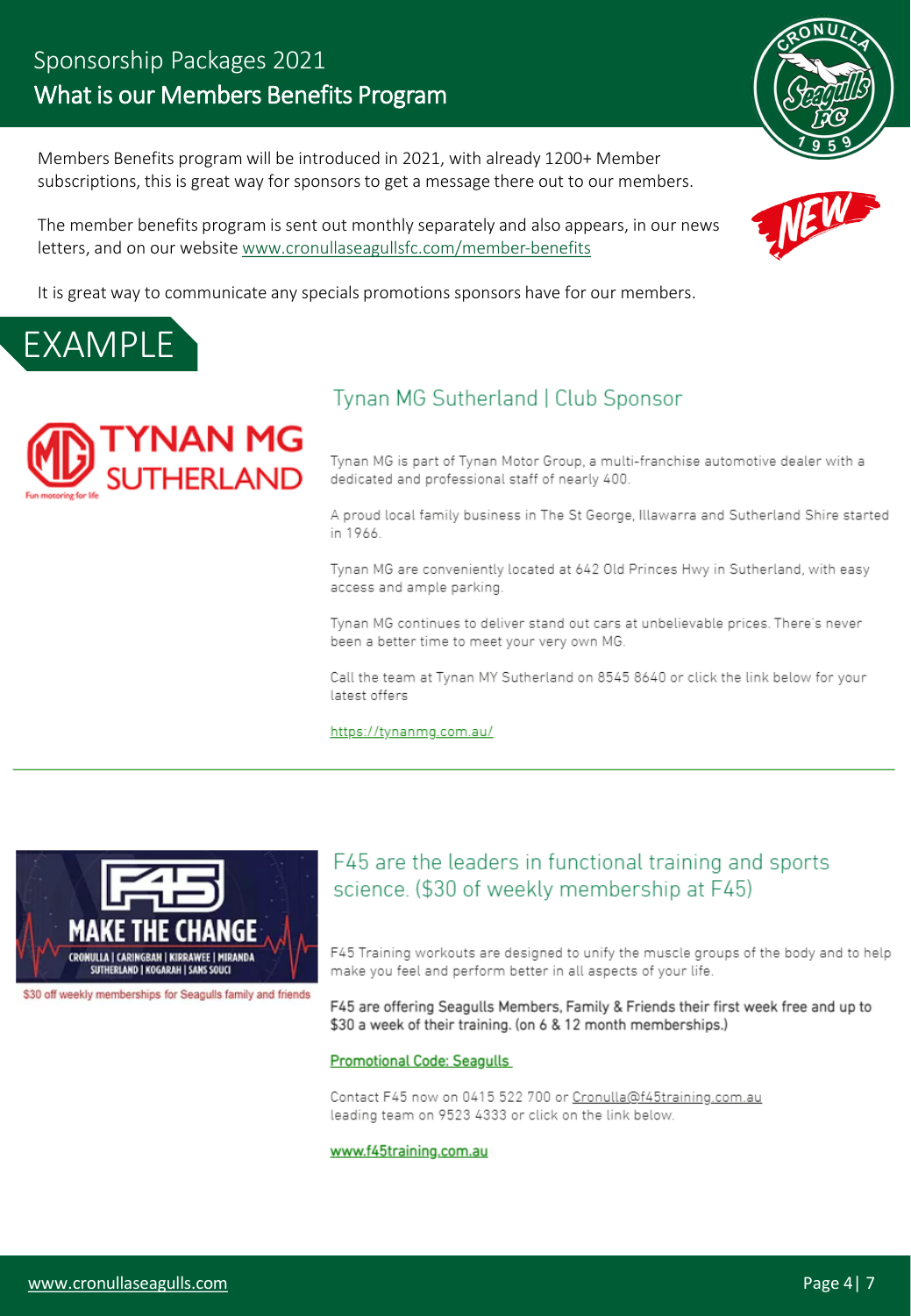# Sponsorship Packages 2021

## What is our Members Benefits Program

Members Benefits program will be introduced in 2021, with already 1200+ Member subscriptions, this is great way for sponsors to get a message there out to our members.

The member benefits program is sent out monthly separately and also appears, in our news letters, and on our website www.cronullaseagullsfc.com/member-benefits

It is great way to communicate any specials promotions sponsors have for our members.

## EXAMPLE

### Tynan MG Sutherland | Club Sponsor

Tynan MG is part of Tynan Motor Group, a multi-franchise automotive dealer with a dedicated and professional staff of nearly 400.

A proud local family business in The St George, Illawarra and Sutherland Shire started in 1966.

Tynan MG are conveniently located at 642 Old Princes Hwy in Sutherland, with easy access and ample parking.

Tynan MG continues to deliver stand out cars at unbelievable prices. There's never been a better time to meet your very own MG.

Call the team at Tynan MY Sutherland on 8545 8640 or click the link below for your latest offers

https://tynanmg.com.au/

---

$30 off weekly memberships for Seagulls family and friends

### F45 are the leaders in functional training and sports science. ($30 of weekly membership at F45)

F45 Training workouts are designed to unify the muscle groups of the body and to help make you feel and perform better in all aspects of your life.

F45 are offering Seagulls Members, Family & Friends their first week free and up to $30 a week of their training. (on 6 & 12 month memberships.)

Promotional Code: Seagulls

Contact F45 now on 0415 522 700 or Cronulla@f45training.com.au leading team on 9523 4333 or click on the link below.

www.f45training.com.au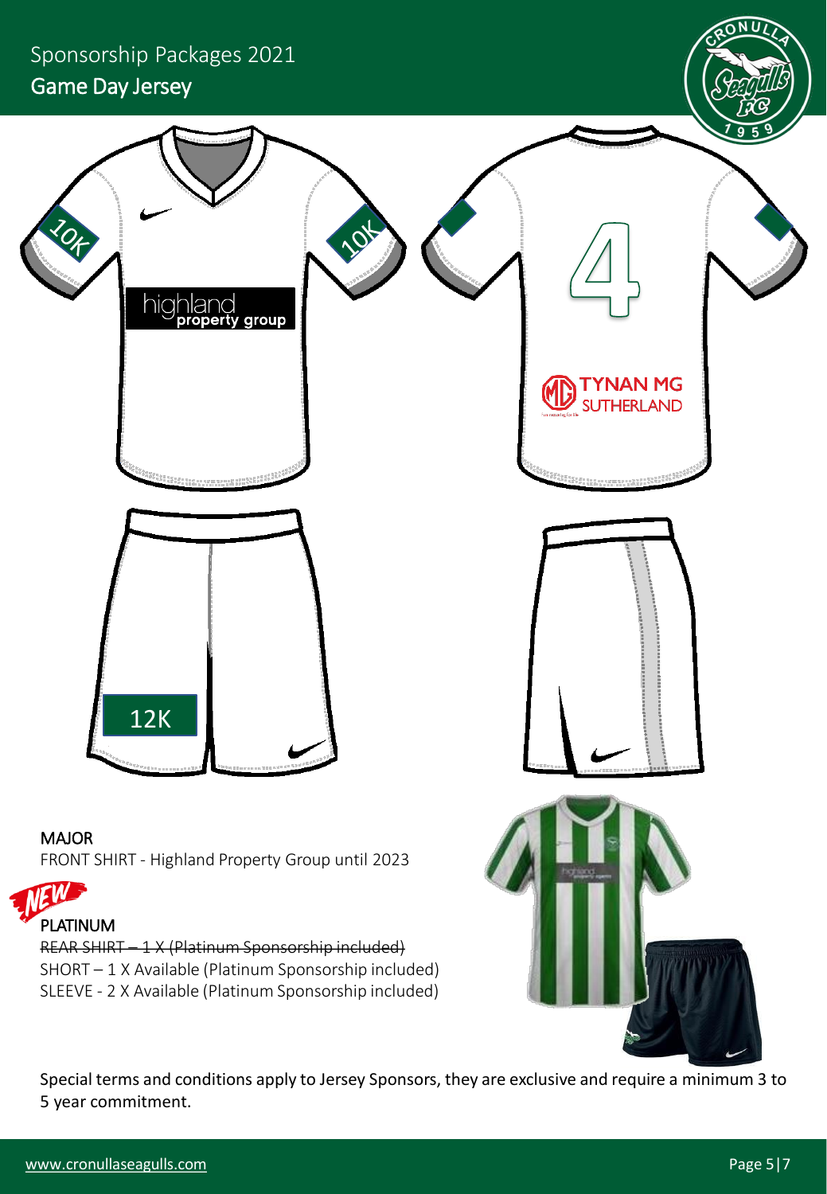# Sponsorship Packages 2021

## Game Day Jersey

MAJOR

FRONT SHIRT - Highland Property Group until 2023

NEW

PLATINUM

~~REAR SHIRT – 1 X (Platinum Sponsorship included)~~

SHORT – 1 X Available (Platinum Sponsorship included)

SLEEVE - 2 X Available (Platinum Sponsorship included)

Special terms and conditions apply to Jersey Sponsors, they are exclusive and require a minimum 3 to 5 year commitment.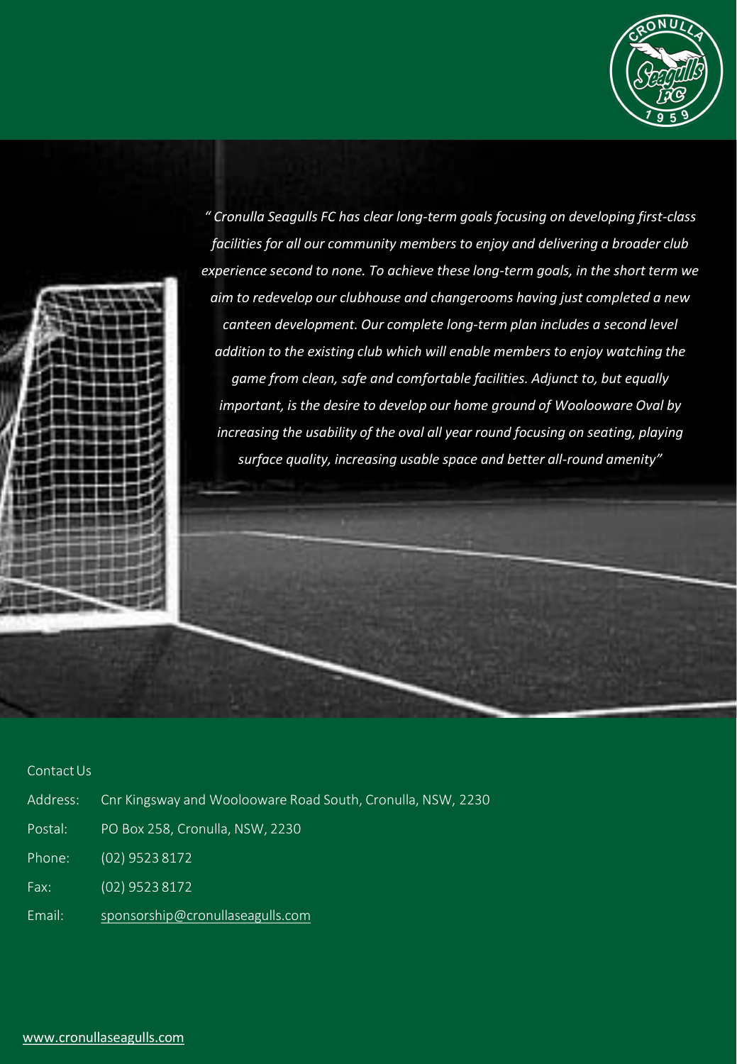*" Cronulla Seagulls FC has clear long-term goals focusing on developing first-class facilities for all our community members to enjoy and delivering a broader club experience second to none. To achieve these long-term goals, in the short term we aim to redevelop our clubhouse and changerooms having just completed a new canteen development. Our complete long-term plan includes a second level addition to the existing club which will enable members to enjoy watching the game from clean, safe and comfortable facilities. Adjunct to, but equally important, is the desire to develop our home ground of Woolooware Oval by increasing the usability of the oval all year round focusing on seating, playing surface quality, increasing usable space and better all-round amenity"*

Contact Us

| | |
|---|---|
| Address: | Cnr Kingsway and Woolooware Road South, Cronulla, NSW, 2230 |
| Postal: | PO Box 258, Cronulla, NSW, 2230 |
| Phone: | (02) 9523 8172 |
| Fax: | (02) 9523 8172 |
| Email: | sponsorship@cronullaseagulls.com |

www.cronullaseagulls.com